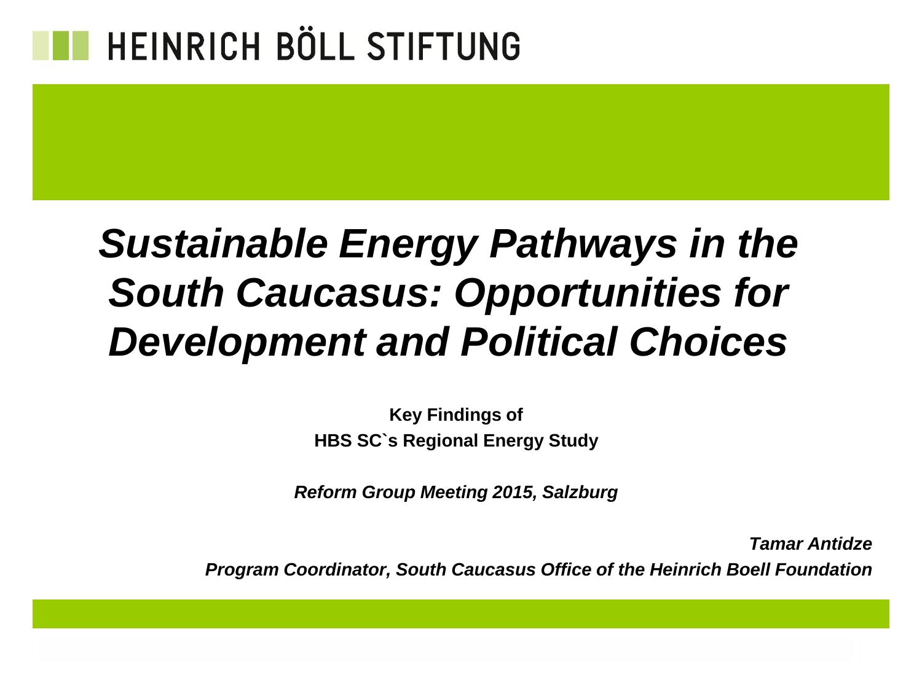HEINRICH BÖLL STIFTUNG

# *Sustainable Energy Pathways in the South Caucasus: Opportunities for Development and Political Choices*

**Key Findings of**
**HBS SC`s Regional Energy Study**

***Reform Group Meeting 2015, Salzburg***

***Tamar Antidze***
***Program Coordinator, South Caucasus Office of the Heinrich Boell Foundation***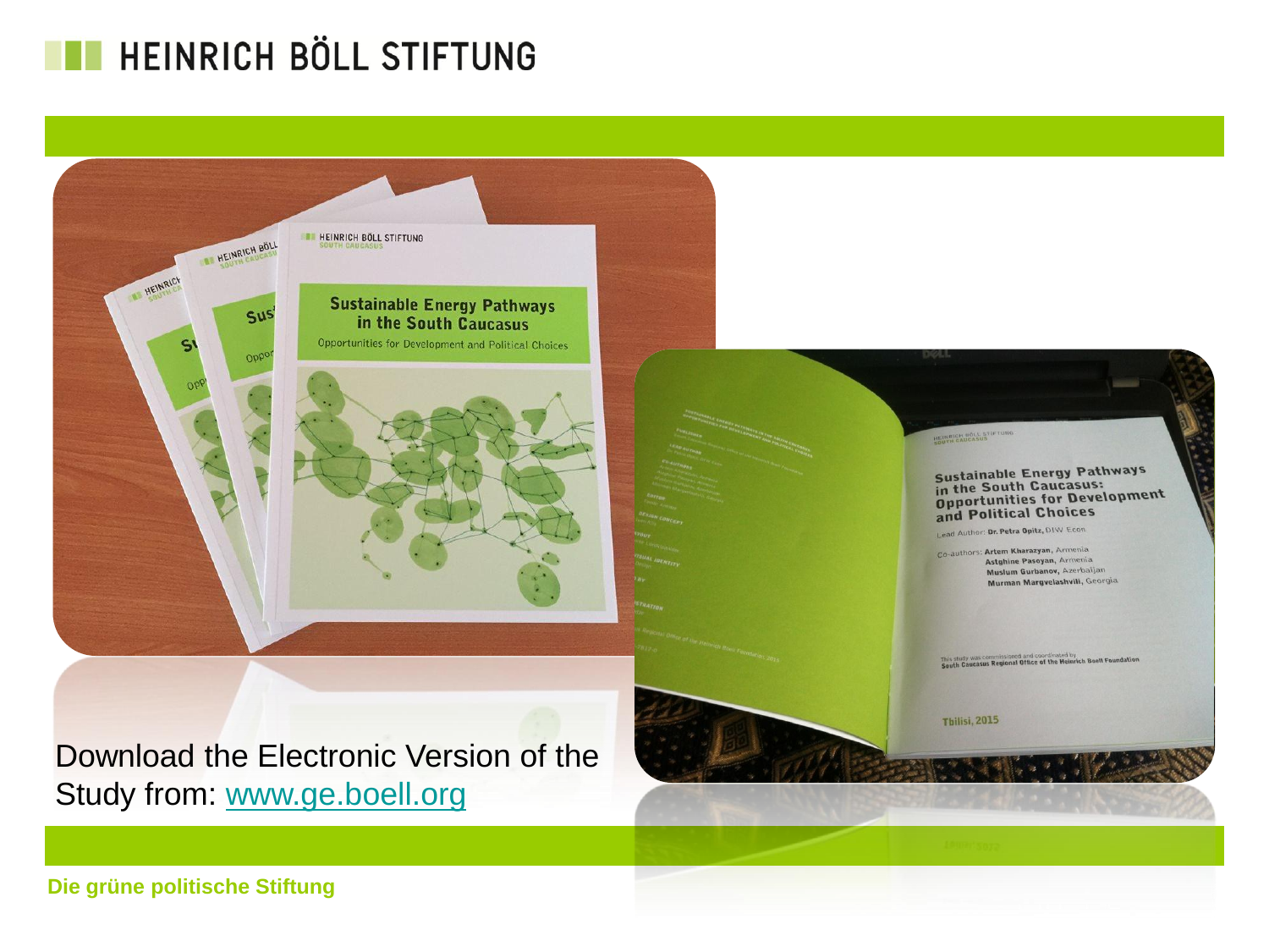Download the Electronic Version of the Study from: [www.ge.boell.org](http://www.ge.boell.org)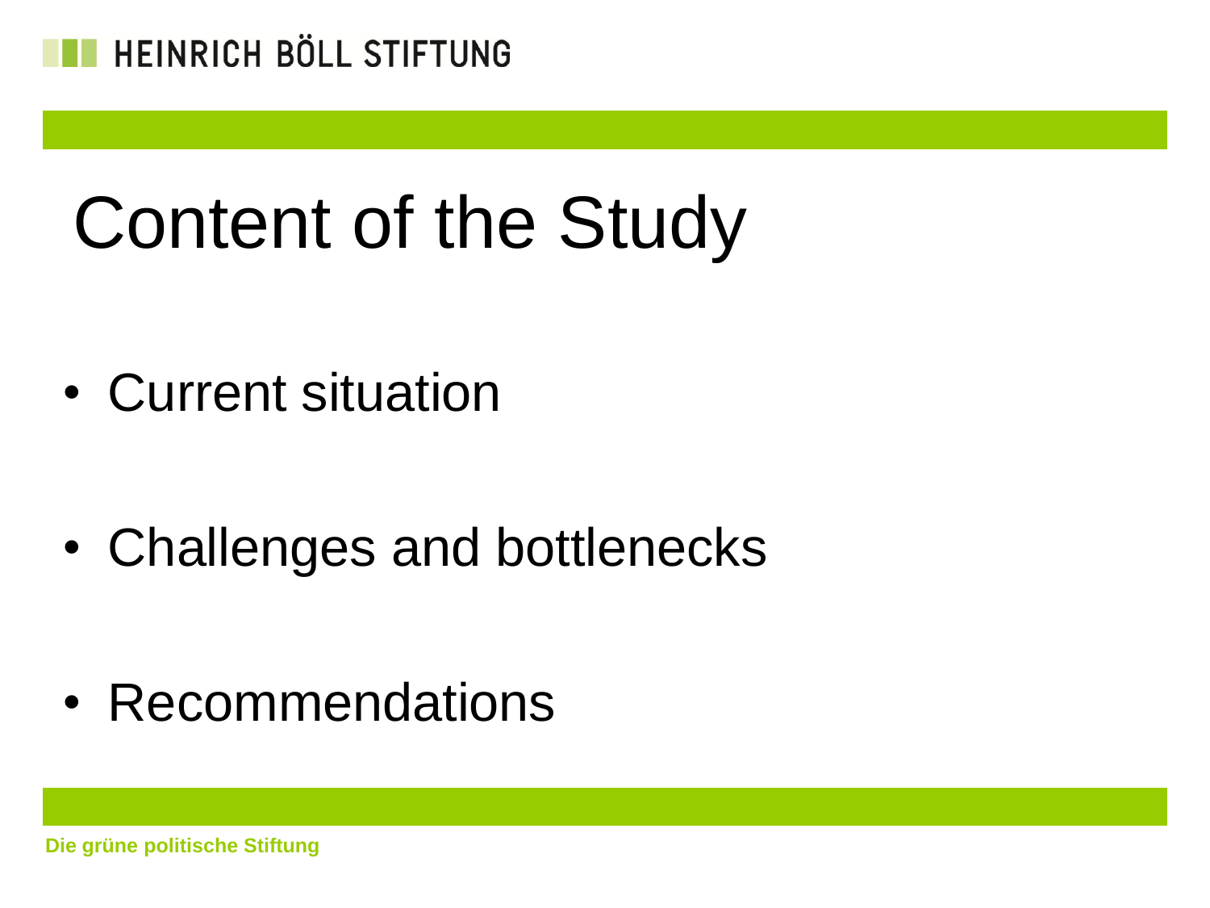# Content of the Study

- Current situation
- Challenges and bottlenecks
- Recommendations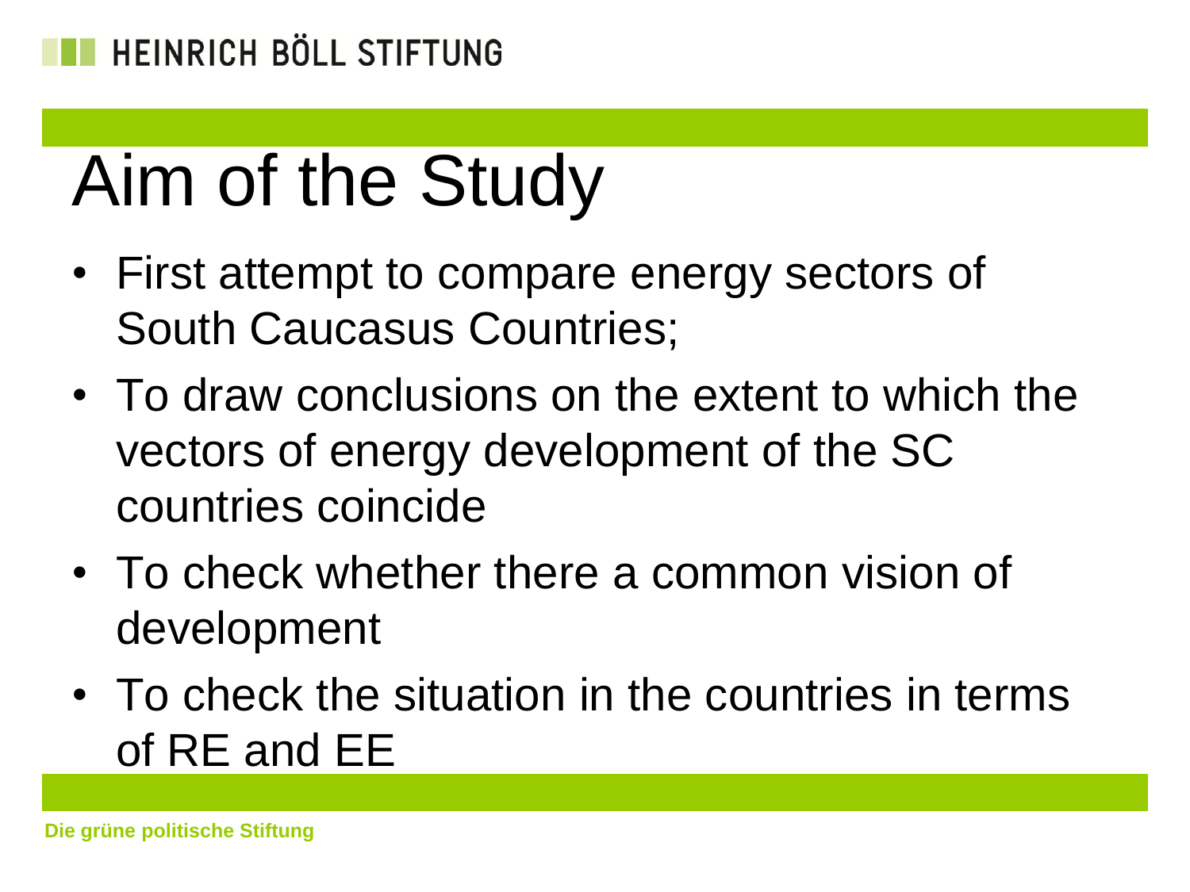# Aim of the Study

- First attempt to compare energy sectors of South Caucasus Countries;
- To draw conclusions on the extent to which the vectors of energy development of the SC countries coincide
- To check whether there a common vision of development
- To check the situation in the countries in terms of RE and EE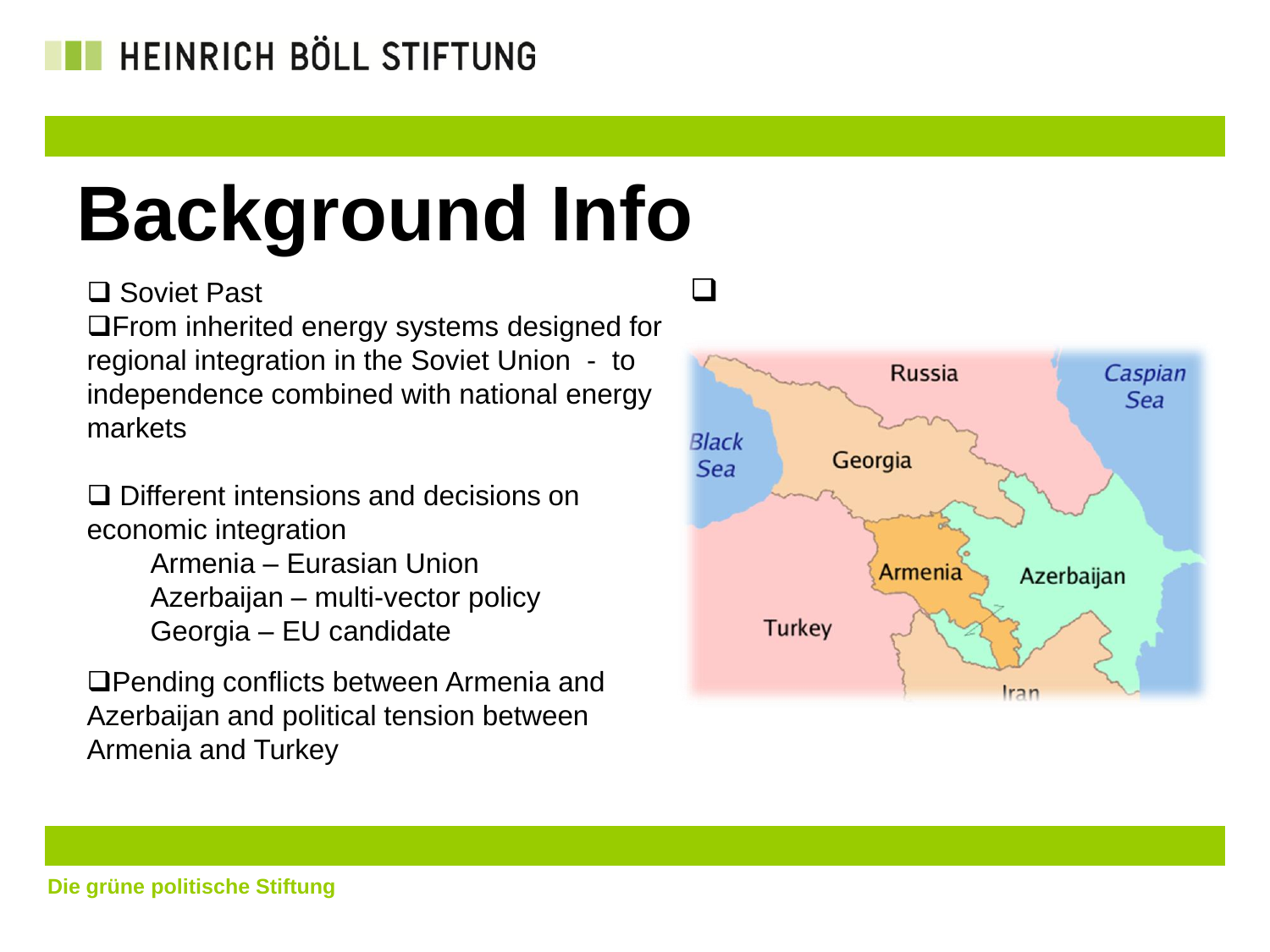# Background Info

- Soviet Past
- From inherited energy systems designed for regional integration in the Soviet Union - to independence combined with national energy markets

- Different intensions and decisions on economic integration
  - Armenia – Eurasian Union
  - Azerbaijan – multi-vector policy
  - Georgia – EU candidate

- Pending conflicts between Armenia and Azerbaijan and political tension between Armenia and Turkey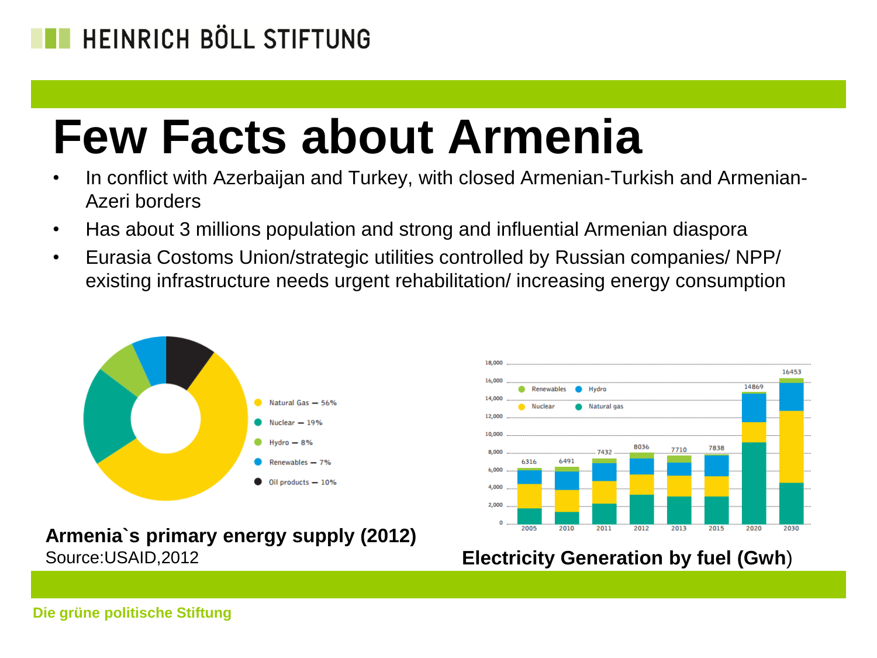# Few Facts about Armenia

- In conflict with Azerbaijan and Turkey, with closed Armenian-Turkish and Armenian-Azeri borders
- Has about 3 millions population and strong and influential Armenian diaspora
- Eurasia Costoms Union/strategic utilities controlled by Russian companies/ NPP/ existing infrastructure needs urgent rehabilitation/ increasing energy consumption

Natural Gas — 56%
Nuclear — 19%
Hydro — 8%
Renewables — 7%
Oil products — 10%

**Armenia`s primary energy supply (2012)**
Source:USAID,2012

| Year | 2005 | 2010 | 2011 | 2012 | 2013 | 2015 | 2020 | 2030 |
|---|---|---|---|---|---|---|---|---|
| Total | 6316 | 6491 | 7432 | 8036 | 7710 | 7838 | 14869 | 16453 |

Renewables, Hydro, Nuclear, Natural gas

**Electricity Generation by fuel (Gwh)**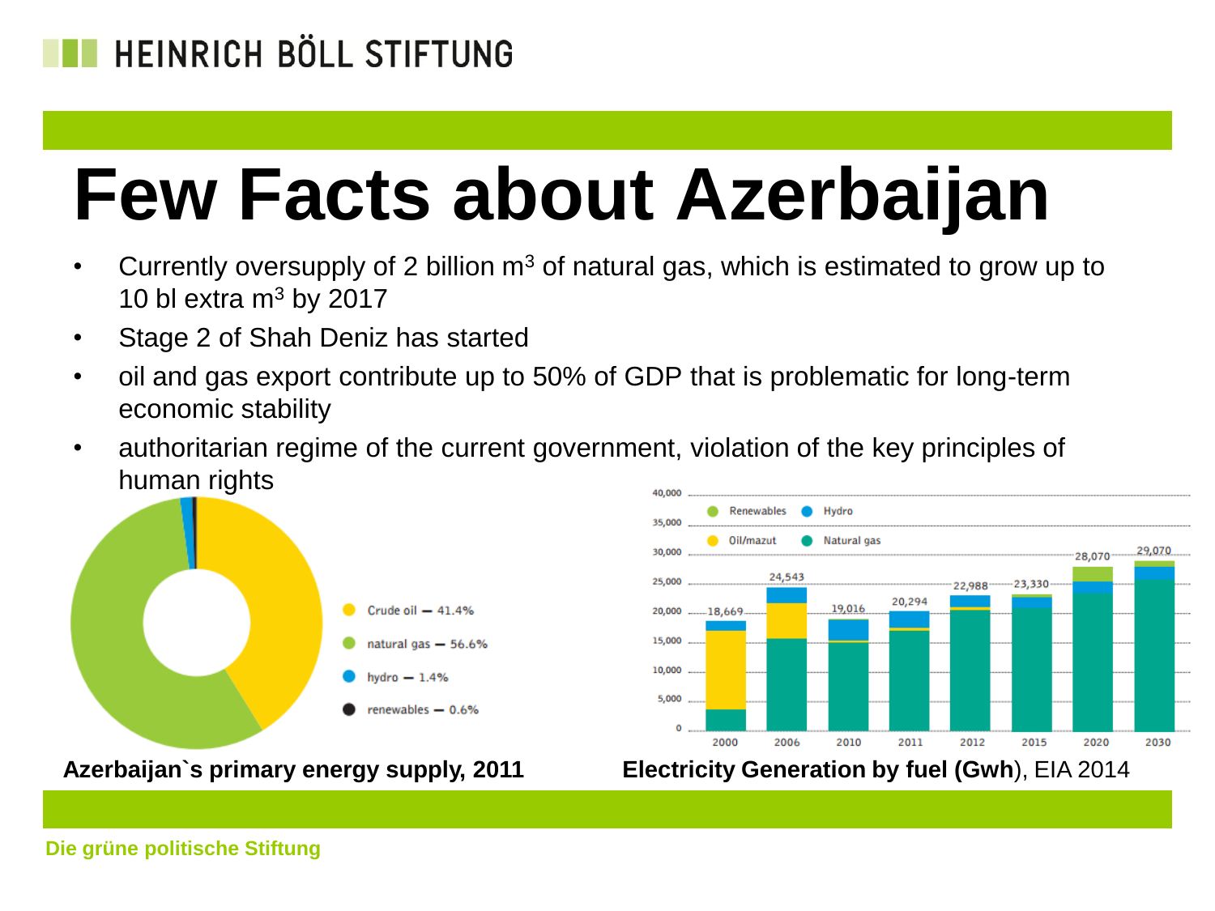# Few Facts about Azerbaijan

- Currently oversupply of 2 billion m$^3$ of natural gas, which is estimated to grow up to 10 bl extra m$^3$ by 2017
- Stage 2 of Shah Deniz has started
- oil and gas export contribute up to 50% of GDP that is problematic for long-term economic stability
- authoritarian regime of the current government, violation of the key principles of human rights

Crude oil — 41.4%
natural gas — 56.6%
hydro — 1.4%
renewables — 0.6%

**Azerbaijan`s primary energy supply, 2011**

| Year | Total (GWh) |
|---|---|
| 2000 | 18,669 |
| 2006 | 24,543 |
| 2010 | 19,016 |
| 2011 | 20,294 |
| 2012 | 22,988 |
| 2015 | 23,330 |
| 2020 | 28,070 |
| 2030 | 29,070 |

Renewables, Hydro, Oil/mazut, Natural gas

**Electricity Generation by fuel (Gwh**), EIA 2014

Die grüne politische Stiftung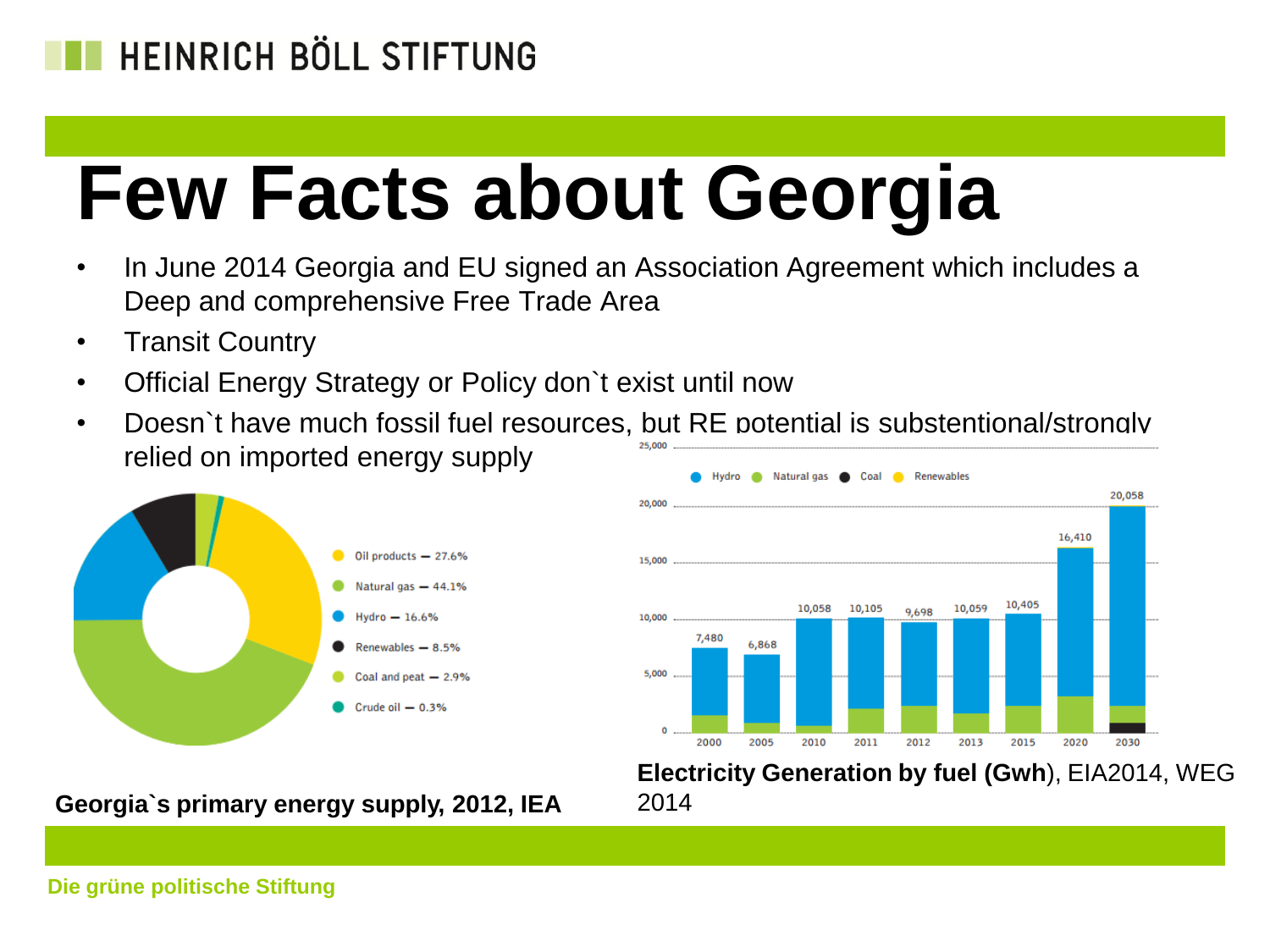# Few Facts about Georgia

- In June 2014 Georgia and EU signed an Association Agreement which includes a Deep and comprehensive Free Trade Area
- Transit Country
- Official Energy Strategy or Policy don`t exist until now
- Doesn`t have much fossil fuel resources, but RE potential is substentional/strongly relied on imported energy supply

- Oil products — 27.6%
- Natural gas — 44.1%
- Hydro — 16.6%
- Renewables — 8.5%
- Coal and peat — 2.9%
- Crude oil — 0.3%

**Georgia`s primary energy supply, 2012, IEA**

Legend: Hydro, Natural gas, Coal, Renewables

| Year | Total (GWh) |
|---|---|
| 2000 | 7,480 |
| 2005 | 6,868 |
| 2010 | 10,058 |
| 2011 | 10,105 |
| 2012 | 9,698 |
| 2013 | 10,059 |
| 2015 | 10,405 |
| 2020 | 16,410 |
| 2030 | 20,058 |

**Electricity Generation by fuel (Gwh**), EIA2014, WEG 2014

Die grüne politische Stiftung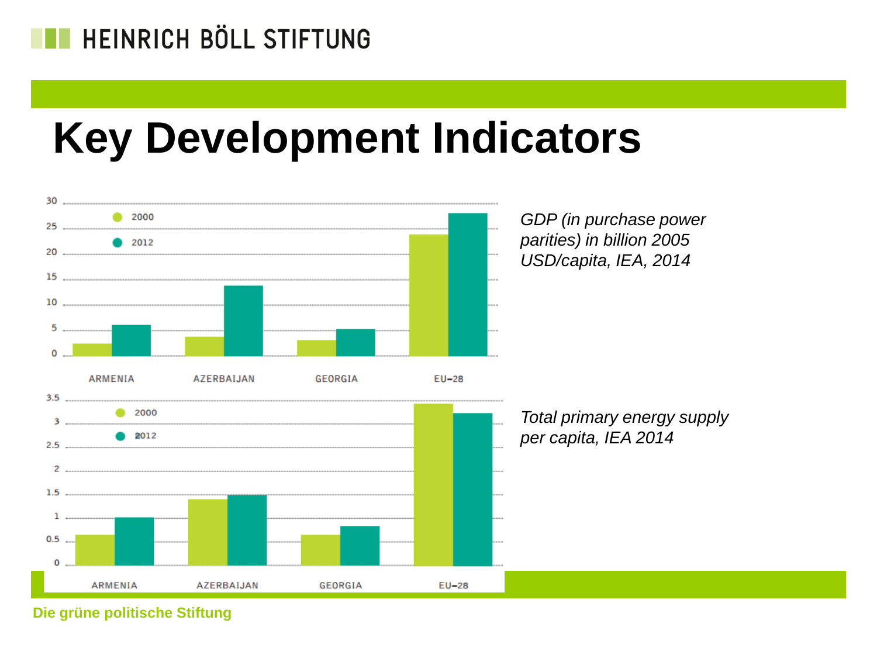# Key Development Indicators

| | 2000 | 2012 |
|---|---|---|
| ARMENIA | | |
| AZERBAIJAN | | |
| GEORGIA | | |
| EU–28 | | |

*GDP (in purchase power parities) in billion 2005 USD/capita, IEA, 2014*

*Total primary energy supply per capita, IEA 2014*

Die grüne politische Stiftung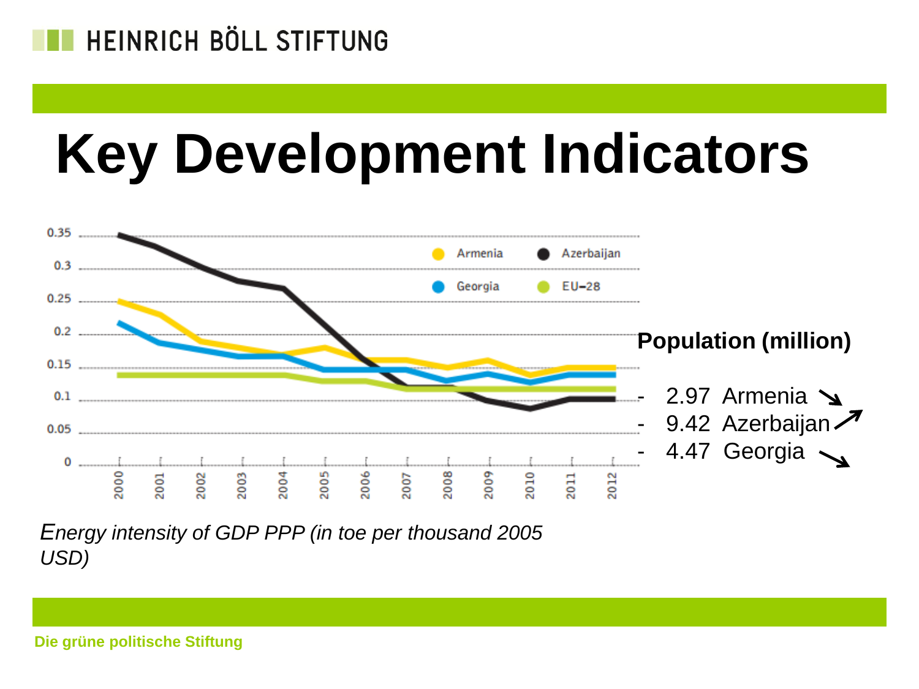# Key Development Indicators

*Energy intensity of GDP PPP (in toe per thousand 2005 USD)*

**Population (million)**

- 2.97 Armenia ↘
- 9.42 Azerbaijan ↗
- 4.47 Georgia ↘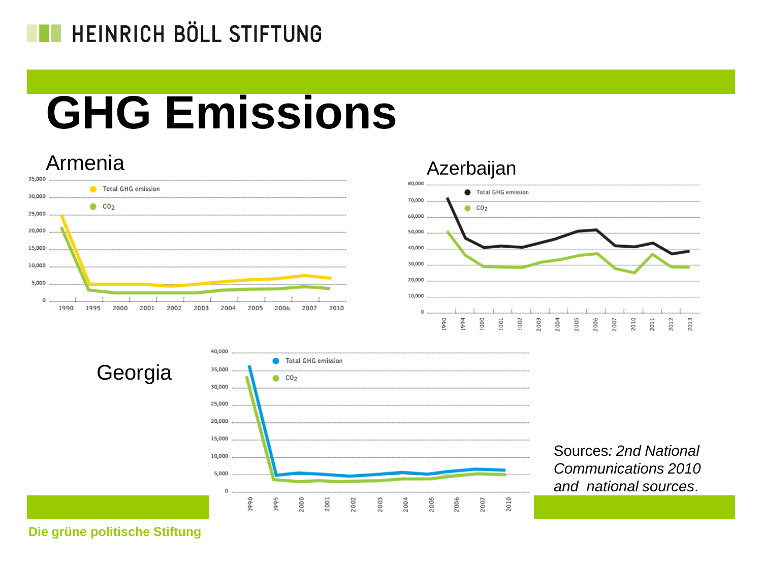# GHG Emissions

Armenia

Azerbaijan

Georgia

Sources*: 2nd National Communications 2010 and national sources*.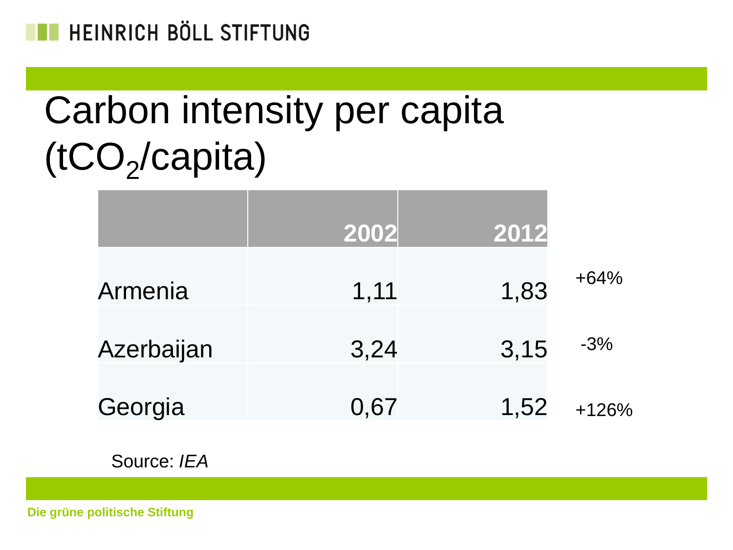# Carbon intensity per capita ($tCO_2$/capita)

| | 2002 | 2012 | |
|---|---|---|---|
| Armenia | 1,11 | 1,83 | +64% |
| Azerbaijan | 3,24 | 3,15 | -3% |
| Georgia | 0,67 | 1,52 | +126% |

Source: *IEA*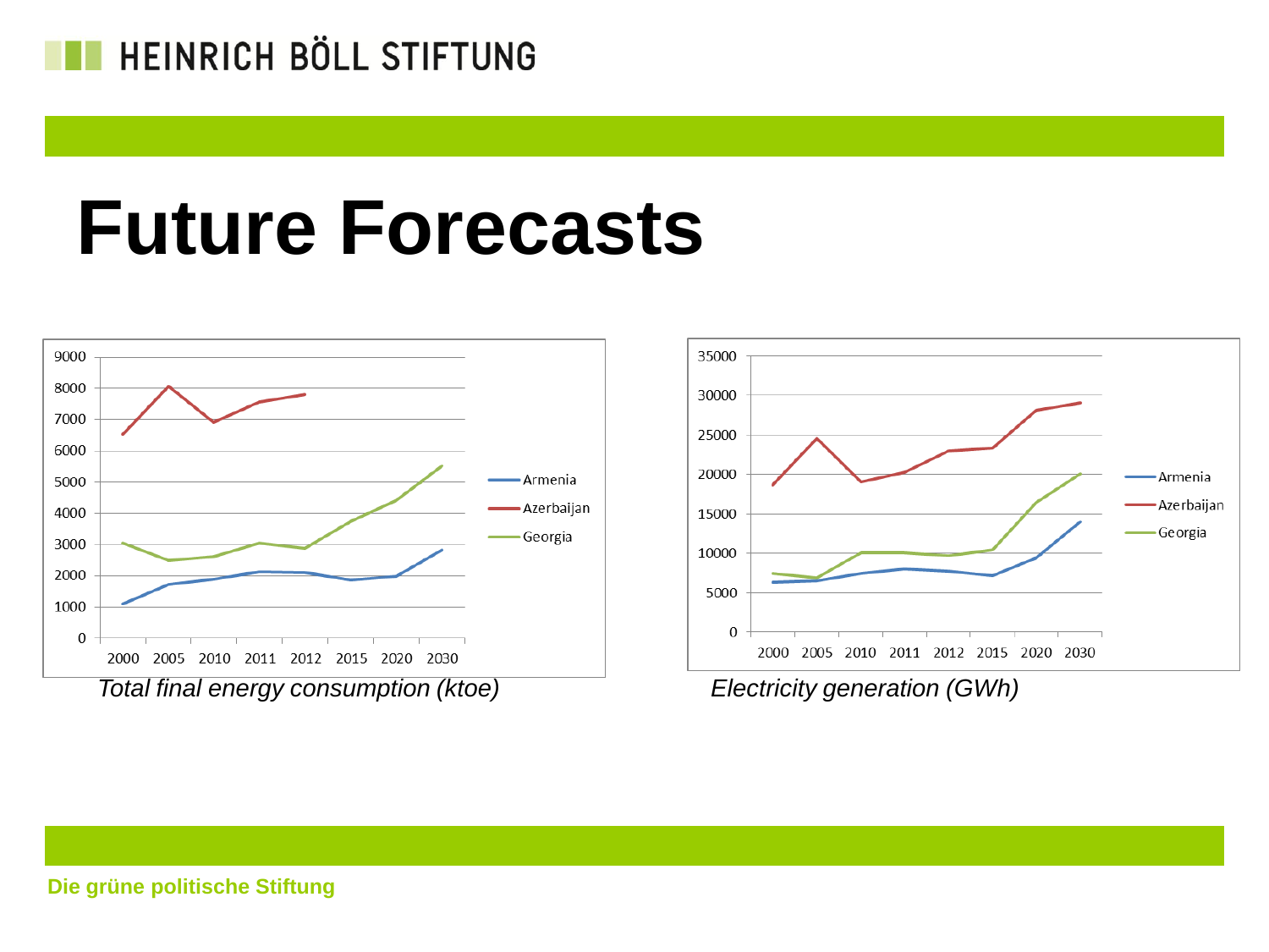# Future Forecasts

*Total final energy consumption (ktoe)*

*Electricity generation (GWh)*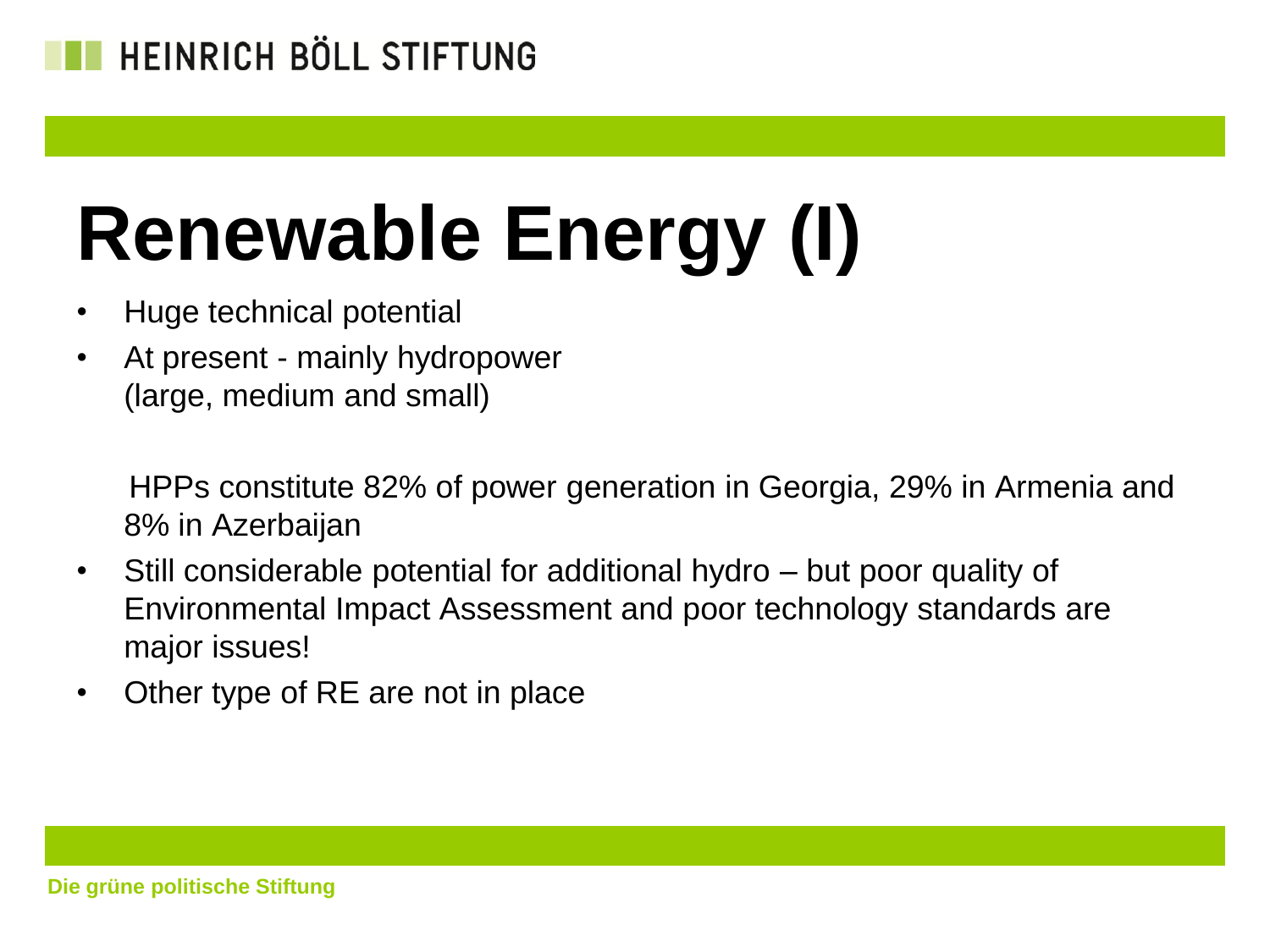# Renewable Energy (I)

- Huge technical potential
- At present - mainly hydropower (large, medium and small)

  HPPs constitute 82% of power generation in Georgia, 29% in Armenia and 8% in Azerbaijan

- Still considerable potential for additional hydro – but poor quality of Environmental Impact Assessment and poor technology standards are major issues!
- Other type of RE are not in place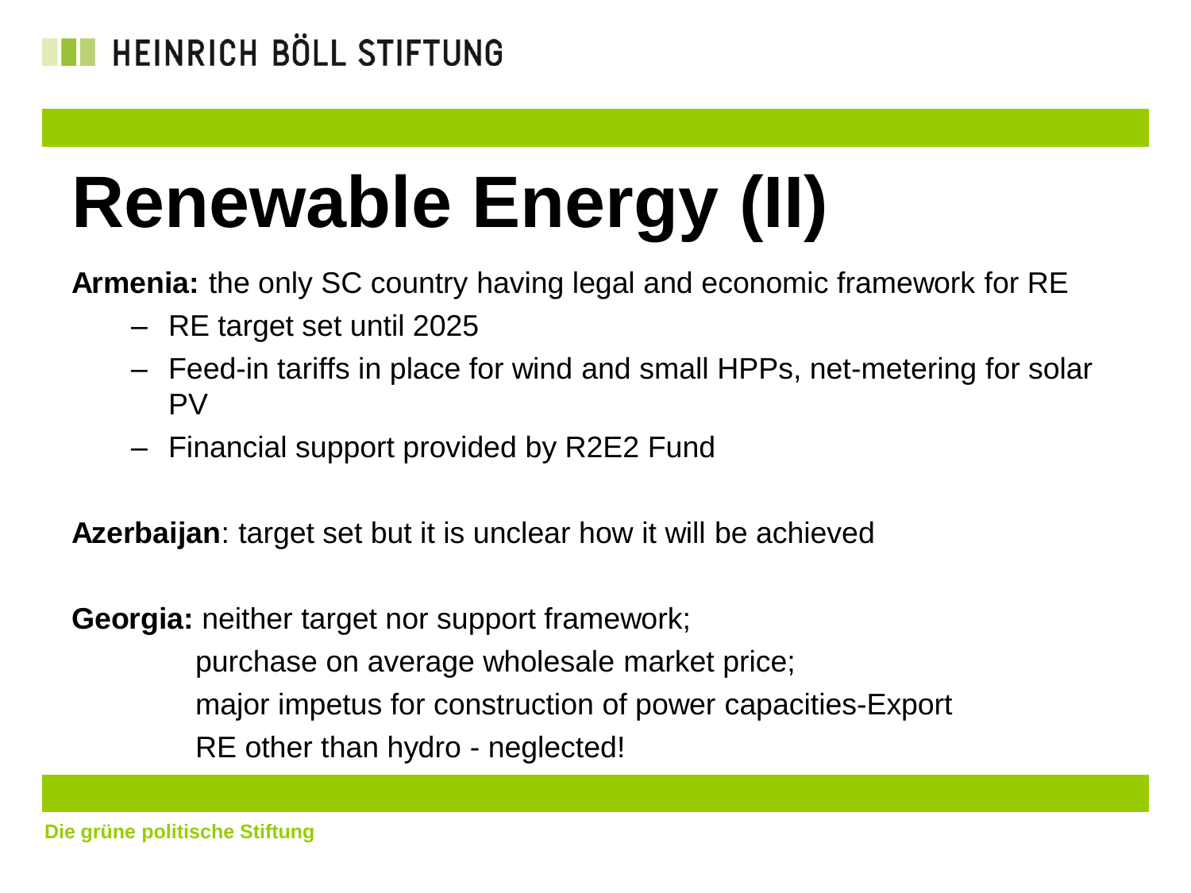# Renewable Energy (II)

**Armenia:** the only SC country having legal and economic framework for RE

- RE target set until 2025
- Feed-in tariffs in place for wind and small HPPs, net-metering for solar PV
- Financial support provided by R2E2 Fund

**Azerbaijan**: target set but it is unclear how it will be achieved

**Georgia:** neither target nor support framework;

purchase on average wholesale market price;

major impetus for construction of power capacities-Export

RE other than hydro - neglected!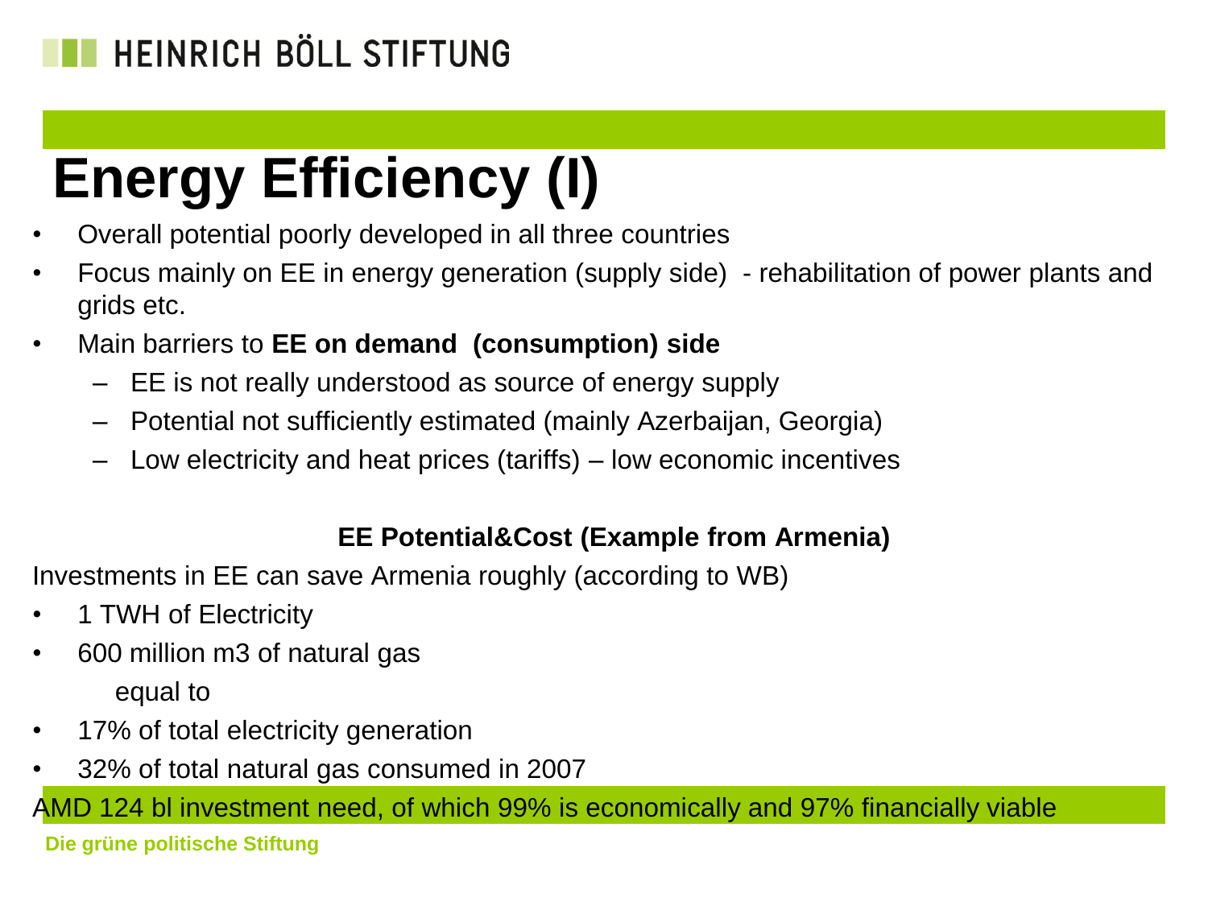# Energy Efficiency (I)

- Overall potential poorly developed in all three countries
- Focus mainly on EE in energy generation (supply side) - rehabilitation of power plants and grids etc.
- Main barriers to **EE on demand (consumption) side**
  - EE is not really understood as source of energy supply
  - Potential not sufficiently estimated (mainly Azerbaijan, Georgia)
  - Low electricity and heat prices (tariffs) – low economic incentives

**EE Potential&Cost (Example from Armenia)**

Investments in EE can save Armenia roughly (according to WB)

- 1 TWH of Electricity
- 600 million m3 of natural gas

  equal to

- 17% of total electricity generation
- 32% of total natural gas consumed in 2007

AMD 124 bl investment need, of which 99% is economically and 97% financially viable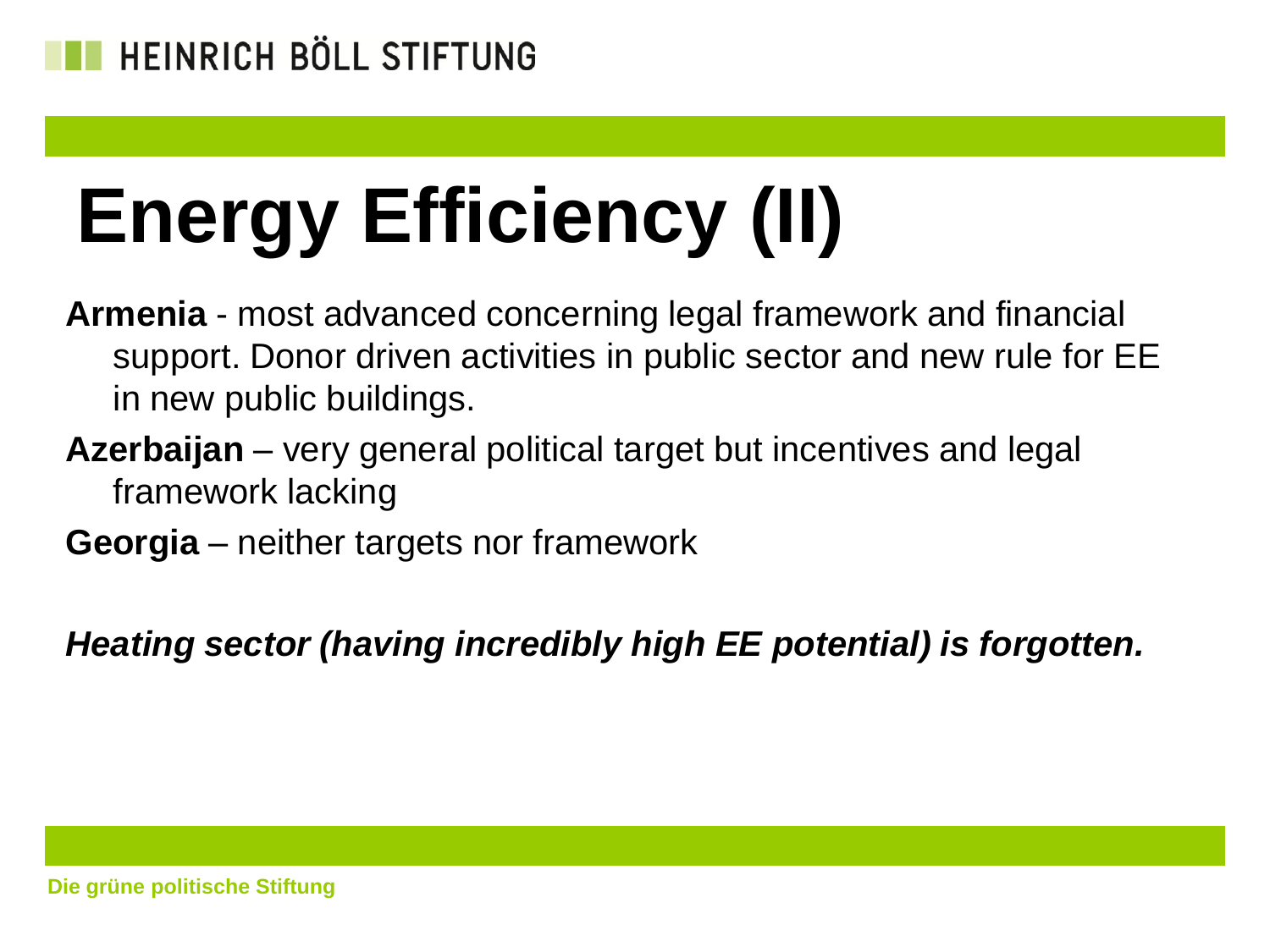# Energy Efficiency (II)

**Armenia** - most advanced concerning legal framework and financial support. Donor driven activities in public sector and new rule for EE in new public buildings.

**Azerbaijan** – very general political target but incentives and legal framework lacking

**Georgia** – neither targets nor framework

***Heating sector (having incredibly high EE potential) is forgotten.***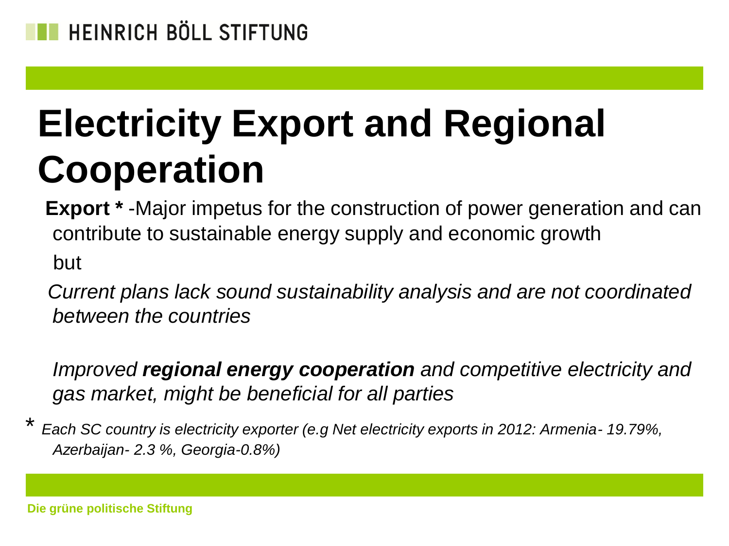# Electricity Export and Regional Cooperation

**Export *** -Major impetus for the construction of power generation and can contribute to sustainable energy supply and economic growth

but

*Current plans lack sound sustainability analysis and are not coordinated between the countries*

*Improved **regional energy cooperation** and competitive electricity and gas market, might be beneficial for all parties*

\* *Each SC country is electricity exporter (e.g Net electricity exports in 2012: Armenia- 19.79%, Azerbaijan- 2.3 %, Georgia-0.8%)*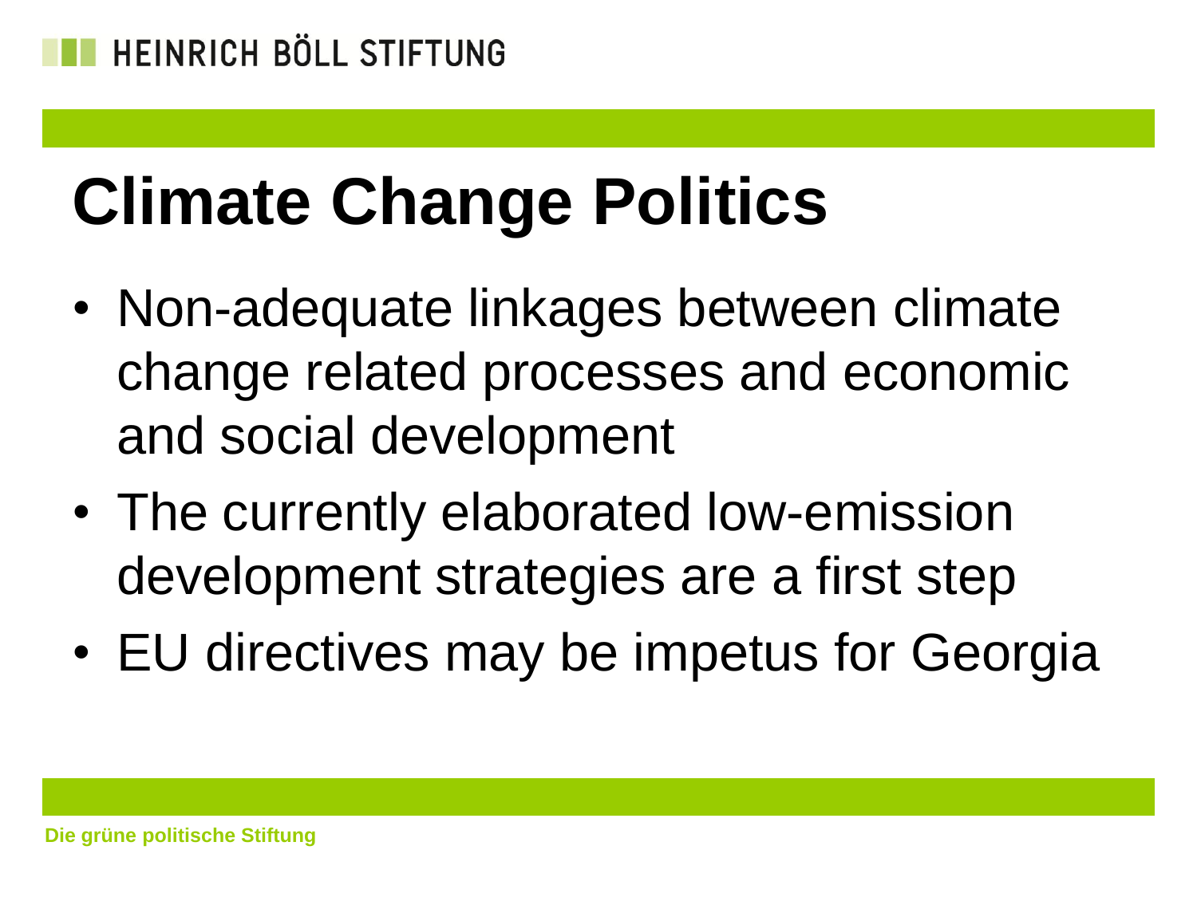# Climate Change Politics

- Non-adequate linkages between climate change related processes and economic and social development
- The currently elaborated low-emission development strategies are a first step
- EU directives may be impetus for Georgia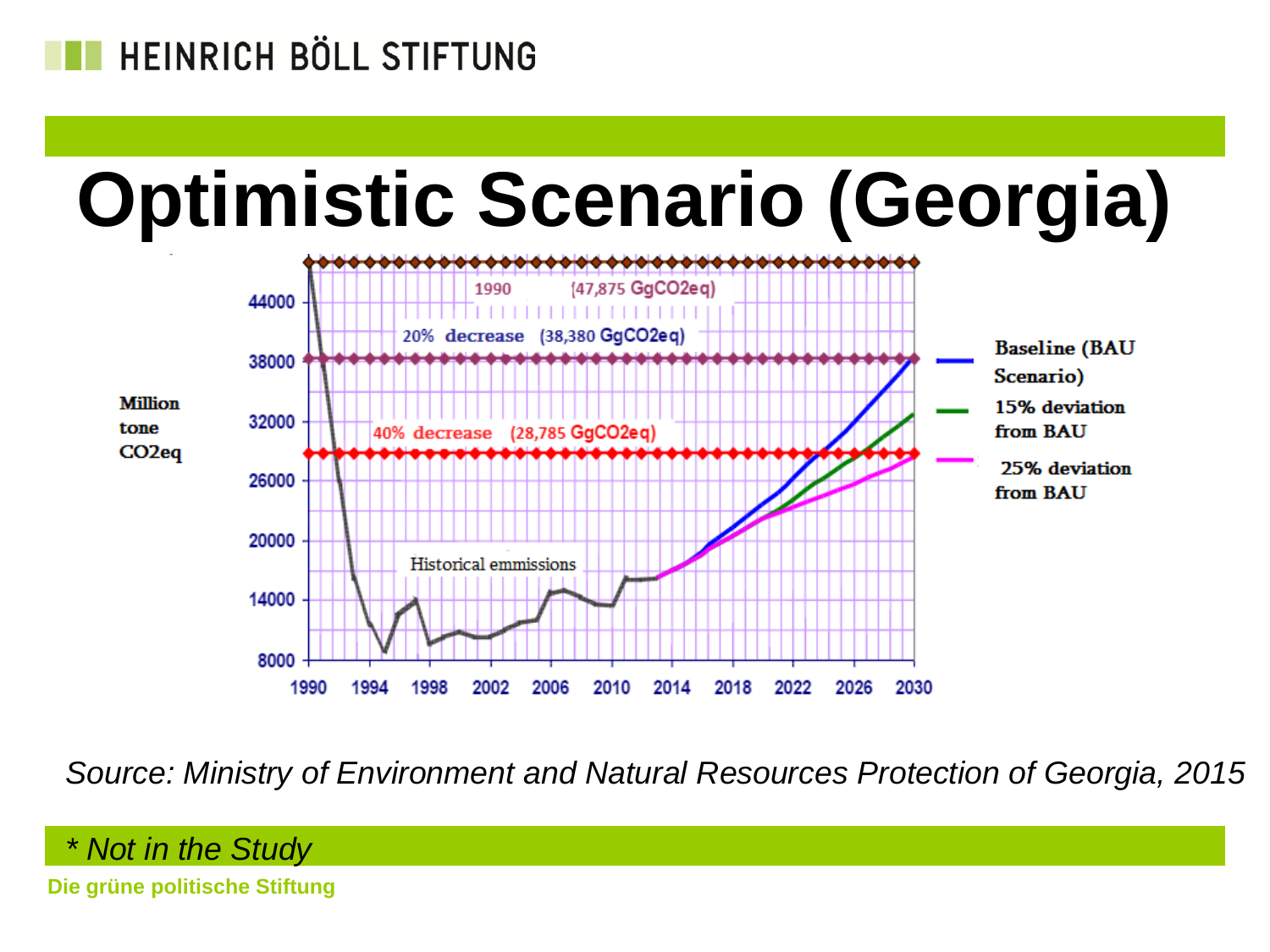# Optimistic Scenario (Georgia)

Million tone CO2eq

1990 (47,875 GgCO2eq)

20% decrease (38,380 GgCO2eq)

40% decrease (28,785 GgCO2eq)

Historical emmissions

Baseline (BAU Scenario)

15% deviation from BAU

25% deviation from BAU

*Source: Ministry of Environment and Natural Resources Protection of Georgia, 2015*

*\* Not in the Study*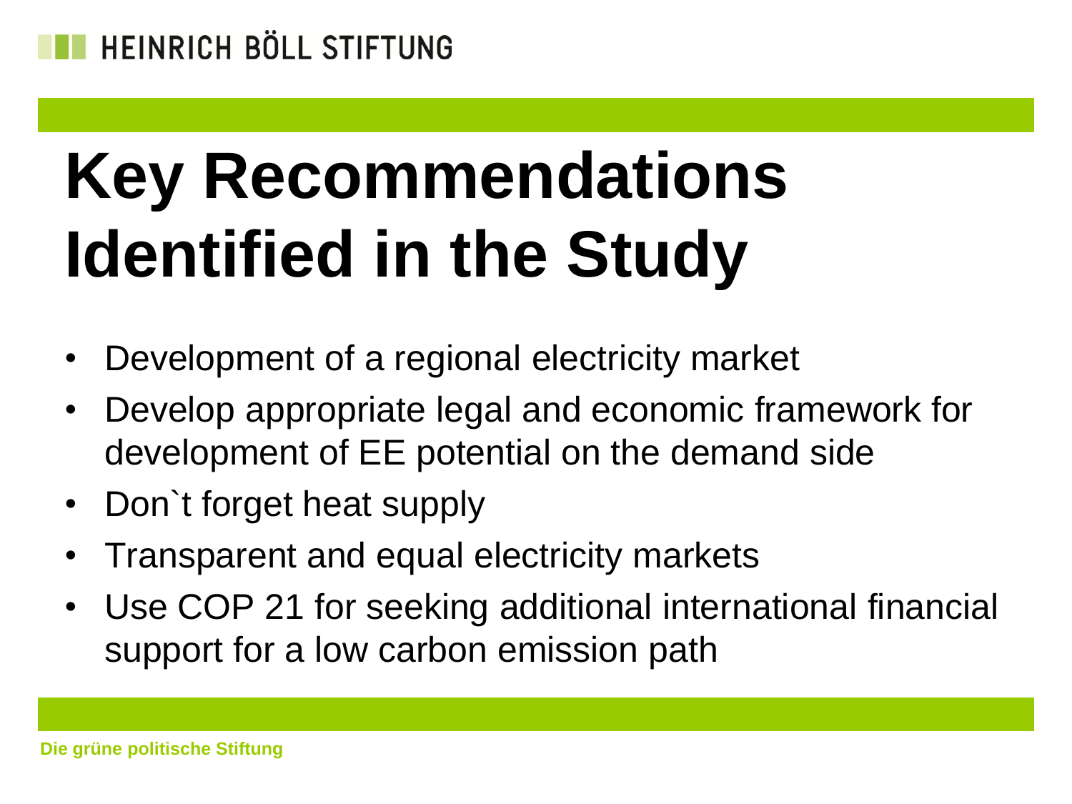# Key Recommendations Identified in the Study

- Development of a regional electricity market
- Develop appropriate legal and economic framework for development of EE potential on the demand side
- Don`t forget heat supply
- Transparent and equal electricity markets
- Use COP 21 for seeking additional international financial support for a low carbon emission path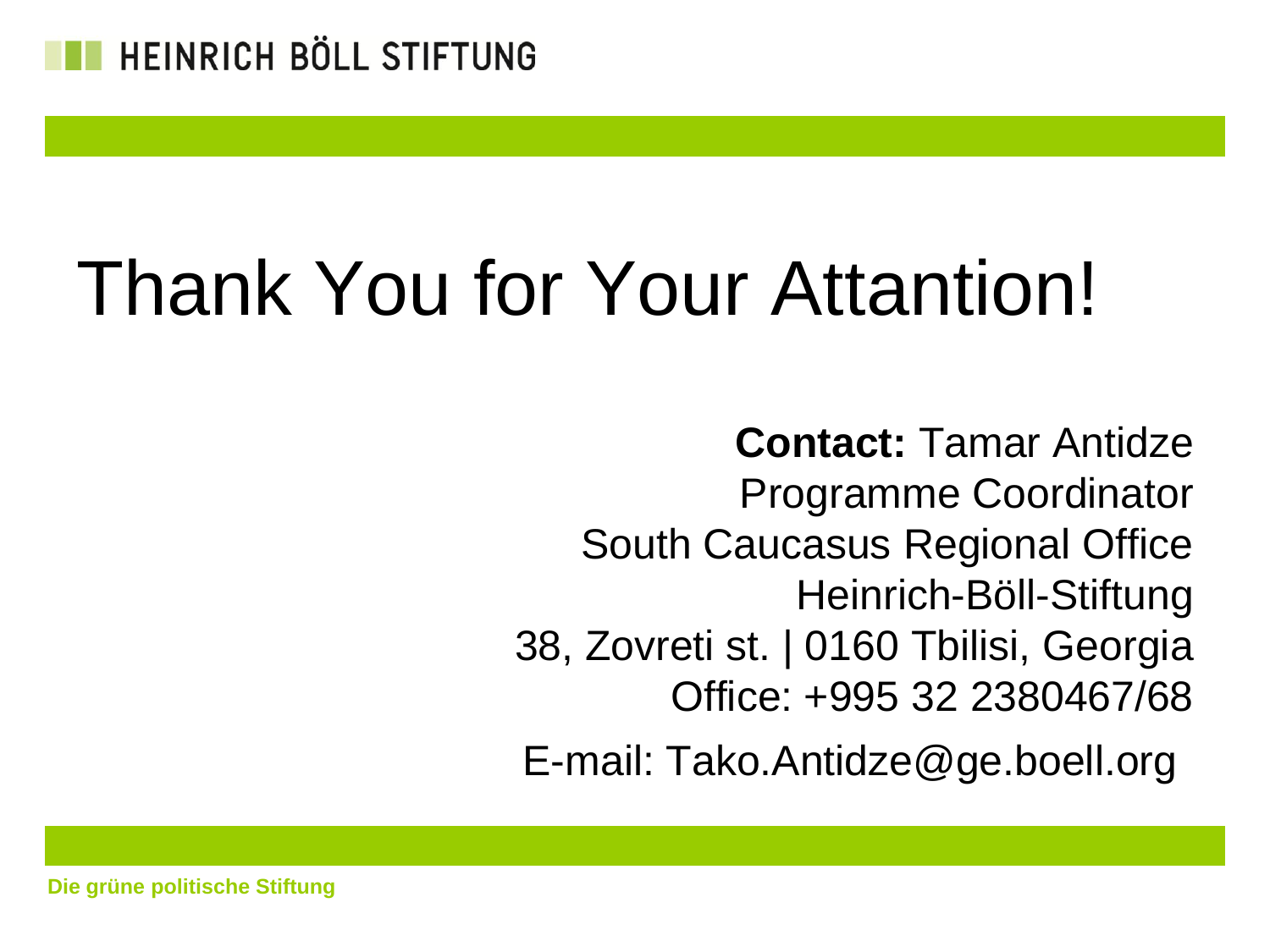HEINRICH BÖLL STIFTUNG

# Thank You for Your Attention!

**Contact:** Tamar Antidze
Programme Coordinator
South Caucasus Regional Office
Heinrich-Böll-Stiftung
38, Zovreti st. | 0160 Tbilisi, Georgia
Office: +995 32 2380467/68

E-mail: Tako.Antidze@ge.boell.org

**Die grüne politische Stiftung**